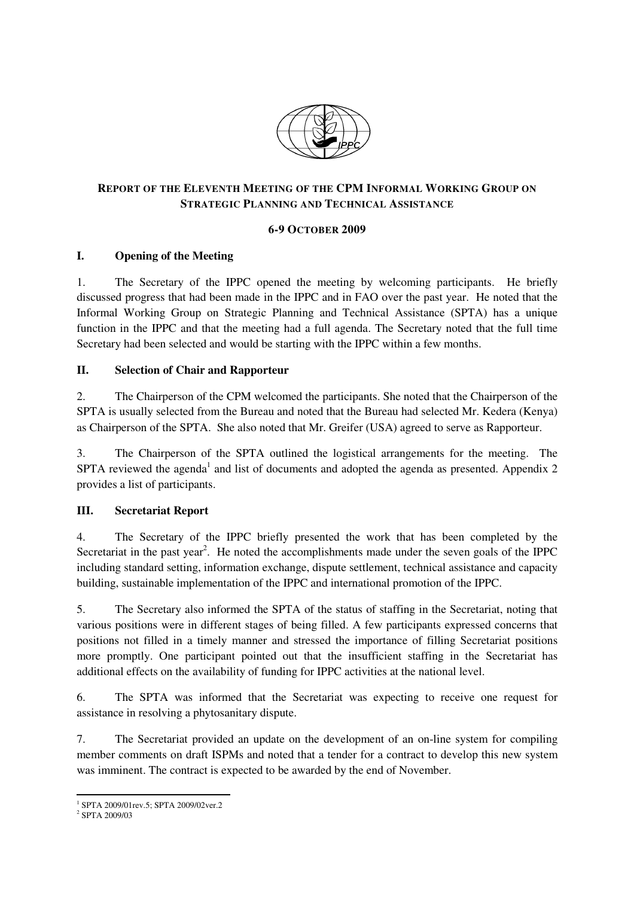# REPORT OF THE ELEVENTH MEETING OF THE CPM INFORMAL WORKING GROUP ON STRATEGIC PLANNING AND TECHNICAL ASSISTANCE

**6-9 OCTOBER 2009**

## I. Opening of the Meeting

1. The Secretary of the IPPC opened the meeting by welcoming participants. He briefly discussed progress that had been made in the IPPC and in FAO over the past year. He noted that the Informal Working Group on Strategic Planning and Technical Assistance (SPTA) has a unique function in the IPPC and that the meeting had a full agenda. The Secretary noted that the full time Secretary had been selected and would be starting with the IPPC within a few months.

## II. Selection of Chair and Rapporteur

2. The Chairperson of the CPM welcomed the participants. She noted that the Chairperson of the SPTA is usually selected from the Bureau and noted that the Bureau had selected Mr. Kedera (Kenya) as Chairperson of the SPTA. She also noted that Mr. Greifer (USA) agreed to serve as Rapporteur.

3. The Chairperson of the SPTA outlined the logistical arrangements for the meeting. The SPTA reviewed the agenda[1] and list of documents and adopted the agenda as presented. Appendix 2 provides a list of participants.

## III. Secretariat Report

4. The Secretary of the IPPC briefly presented the work that has been completed by the Secretariat in the past year[2]. He noted the accomplishments made under the seven goals of the IPPC including standard setting, information exchange, dispute settlement, technical assistance and capacity building, sustainable implementation of the IPPC and international promotion of the IPPC.

5. The Secretary also informed the SPTA of the status of staffing in the Secretariat, noting that various positions were in different stages of being filled. A few participants expressed concerns that positions not filled in a timely manner and stressed the importance of filling Secretariat positions more promptly. One participant pointed out that the insufficient staffing in the Secretariat has additional effects on the availability of funding for IPPC activities at the national level.

6. The SPTA was informed that the Secretariat was expecting to receive one request for assistance in resolving a phytosanitary dispute.

7. The Secretariat provided an update on the development of an on-line system for compiling member comments on draft ISPMs and noted that a tender for a contract to develop this new system was imminent. The contract is expected to be awarded by the end of November.

---

[1] SPTA 2009/01rev.5; SPTA 2009/02ver.2

[2] SPTA 2009/03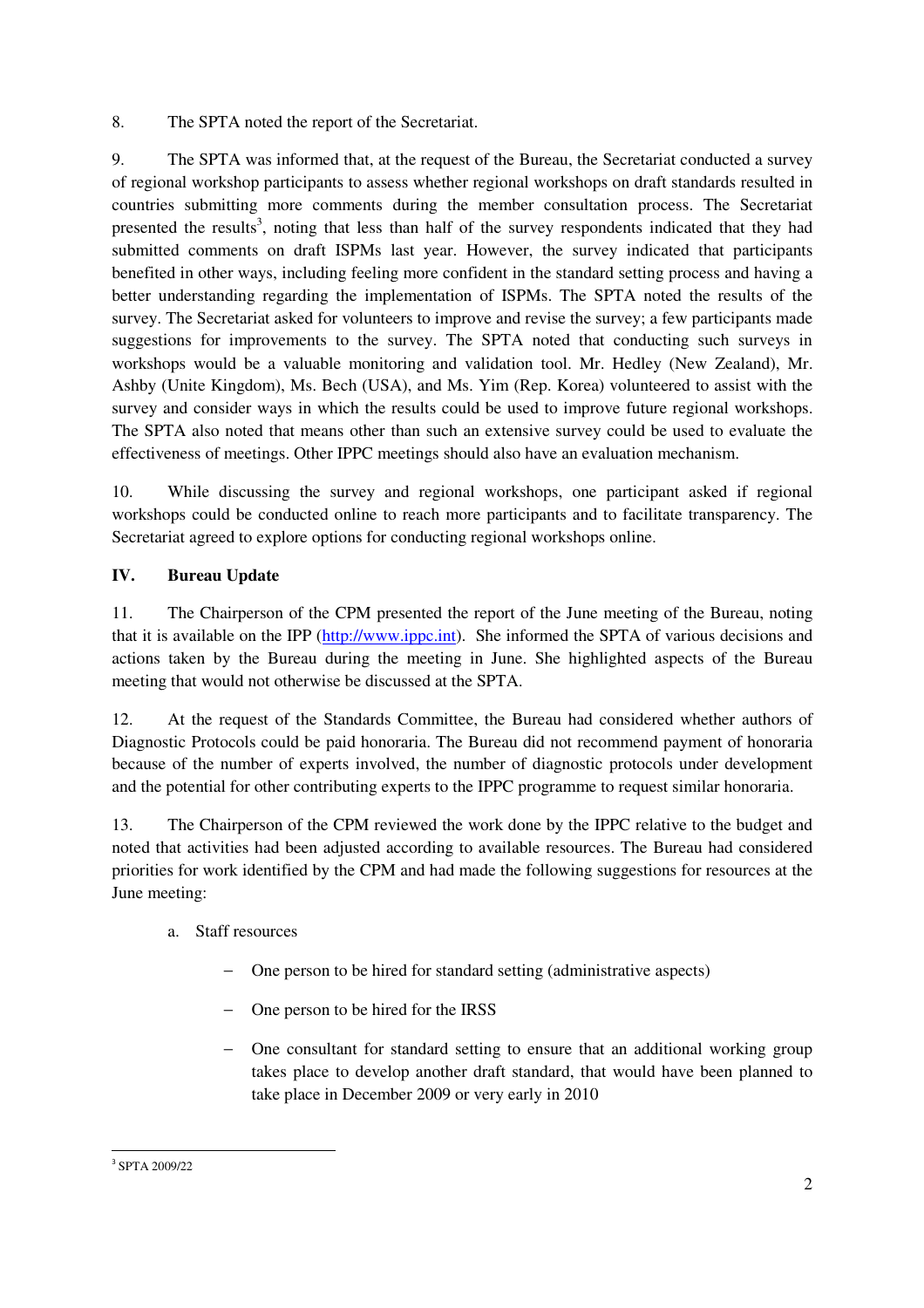8. The SPTA noted the report of the Secretariat.

9. The SPTA was informed that, at the request of the Bureau, the Secretariat conducted a survey of regional workshop participants to assess whether regional workshops on draft standards resulted in countries submitting more comments during the member consultation process. The Secretariat presented the results[3], noting that less than half of the survey respondents indicated that they had submitted comments on draft ISPMs last year. However, the survey indicated that participants benefited in other ways, including feeling more confident in the standard setting process and having a better understanding regarding the implementation of ISPMs. The SPTA noted the results of the survey. The Secretariat asked for volunteers to improve and revise the survey; a few participants made suggestions for improvements to the survey. The SPTA noted that conducting such surveys in workshops would be a valuable monitoring and validation tool. Mr. Hedley (New Zealand), Mr. Ashby (Unite Kingdom), Ms. Bech (USA), and Ms. Yim (Rep. Korea) volunteered to assist with the survey and consider ways in which the results could be used to improve future regional workshops. The SPTA also noted that means other than such an extensive survey could be used to evaluate the effectiveness of meetings. Other IPPC meetings should also have an evaluation mechanism.

10. While discussing the survey and regional workshops, one participant asked if regional workshops could be conducted online to reach more participants and to facilitate transparency. The Secretariat agreed to explore options for conducting regional workshops online.

## IV. Bureau Update

11. The Chairperson of the CPM presented the report of the June meeting of the Bureau, noting that it is available on the IPP (http://www.ippc.int). She informed the SPTA of various decisions and actions taken by the Bureau during the meeting in June. She highlighted aspects of the Bureau meeting that would not otherwise be discussed at the SPTA.

12. At the request of the Standards Committee, the Bureau had considered whether authors of Diagnostic Protocols could be paid honoraria. The Bureau did not recommend payment of honoraria because of the number of experts involved, the number of diagnostic protocols under development and the potential for other contributing experts to the IPPC programme to request similar honoraria.

13. The Chairperson of the CPM reviewed the work done by the IPPC relative to the budget and noted that activities had been adjusted according to available resources. The Bureau had considered priorities for work identified by the CPM and had made the following suggestions for resources at the June meeting:

a. Staff resources

- One person to be hired for standard setting (administrative aspects)
- One person to be hired for the IRSS
- One consultant for standard setting to ensure that an additional working group takes place to develop another draft standard, that would have been planned to take place in December 2009 or very early in 2010

[3] SPTA 2009/22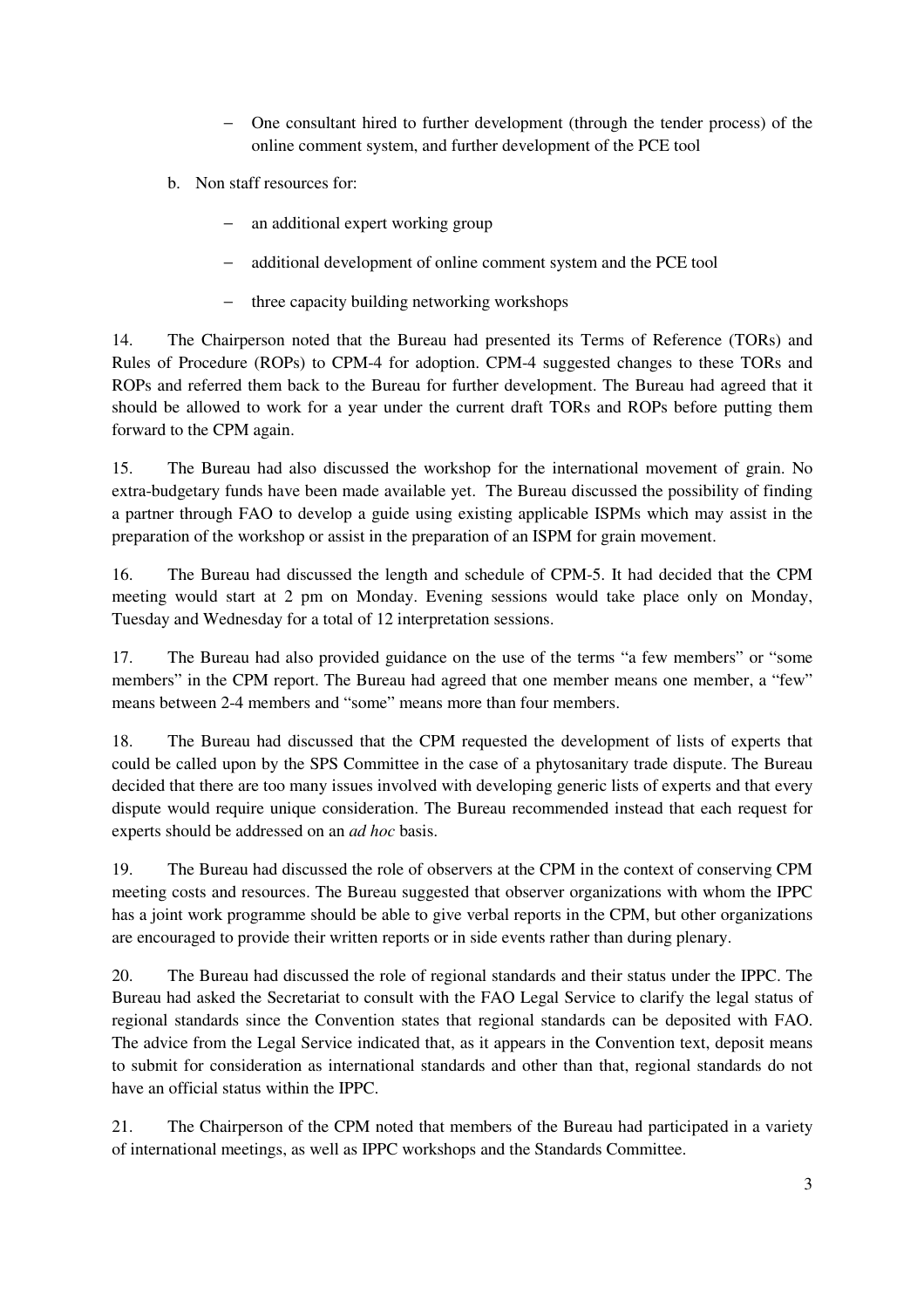- One consultant hired to further development (through the tender process) of the online comment system, and further development of the PCE tool

b. Non staff resources for:

   - an additional expert working group
   - additional development of online comment system and the PCE tool
   - three capacity building networking workshops

14. The Chairperson noted that the Bureau had presented its Terms of Reference (TORs) and Rules of Procedure (ROPs) to CPM-4 for adoption. CPM-4 suggested changes to these TORs and ROPs and referred them back to the Bureau for further development. The Bureau had agreed that it should be allowed to work for a year under the current draft TORs and ROPs before putting them forward to the CPM again.

15. The Bureau had also discussed the workshop for the international movement of grain. No extra-budgetary funds have been made available yet. The Bureau discussed the possibility of finding a partner through FAO to develop a guide using existing applicable ISPMs which may assist in the preparation of the workshop or assist in the preparation of an ISPM for grain movement.

16. The Bureau had discussed the length and schedule of CPM-5. It had decided that the CPM meeting would start at 2 pm on Monday. Evening sessions would take place only on Monday, Tuesday and Wednesday for a total of 12 interpretation sessions.

17. The Bureau had also provided guidance on the use of the terms "a few members" or "some members" in the CPM report. The Bureau had agreed that one member means one member, a "few" means between 2-4 members and "some" means more than four members.

18. The Bureau had discussed that the CPM requested the development of lists of experts that could be called upon by the SPS Committee in the case of a phytosanitary trade dispute. The Bureau decided that there are too many issues involved with developing generic lists of experts and that every dispute would require unique consideration. The Bureau recommended instead that each request for experts should be addressed on an *ad hoc* basis.

19. The Bureau had discussed the role of observers at the CPM in the context of conserving CPM meeting costs and resources. The Bureau suggested that observer organizations with whom the IPPC has a joint work programme should be able to give verbal reports in the CPM, but other organizations are encouraged to provide their written reports or in side events rather than during plenary.

20. The Bureau had discussed the role of regional standards and their status under the IPPC. The Bureau had asked the Secretariat to consult with the FAO Legal Service to clarify the legal status of regional standards since the Convention states that regional standards can be deposited with FAO. The advice from the Legal Service indicated that, as it appears in the Convention text, deposit means to submit for consideration as international standards and other than that, regional standards do not have an official status within the IPPC.

21. The Chairperson of the CPM noted that members of the Bureau had participated in a variety of international meetings, as well as IPPC workshops and the Standards Committee.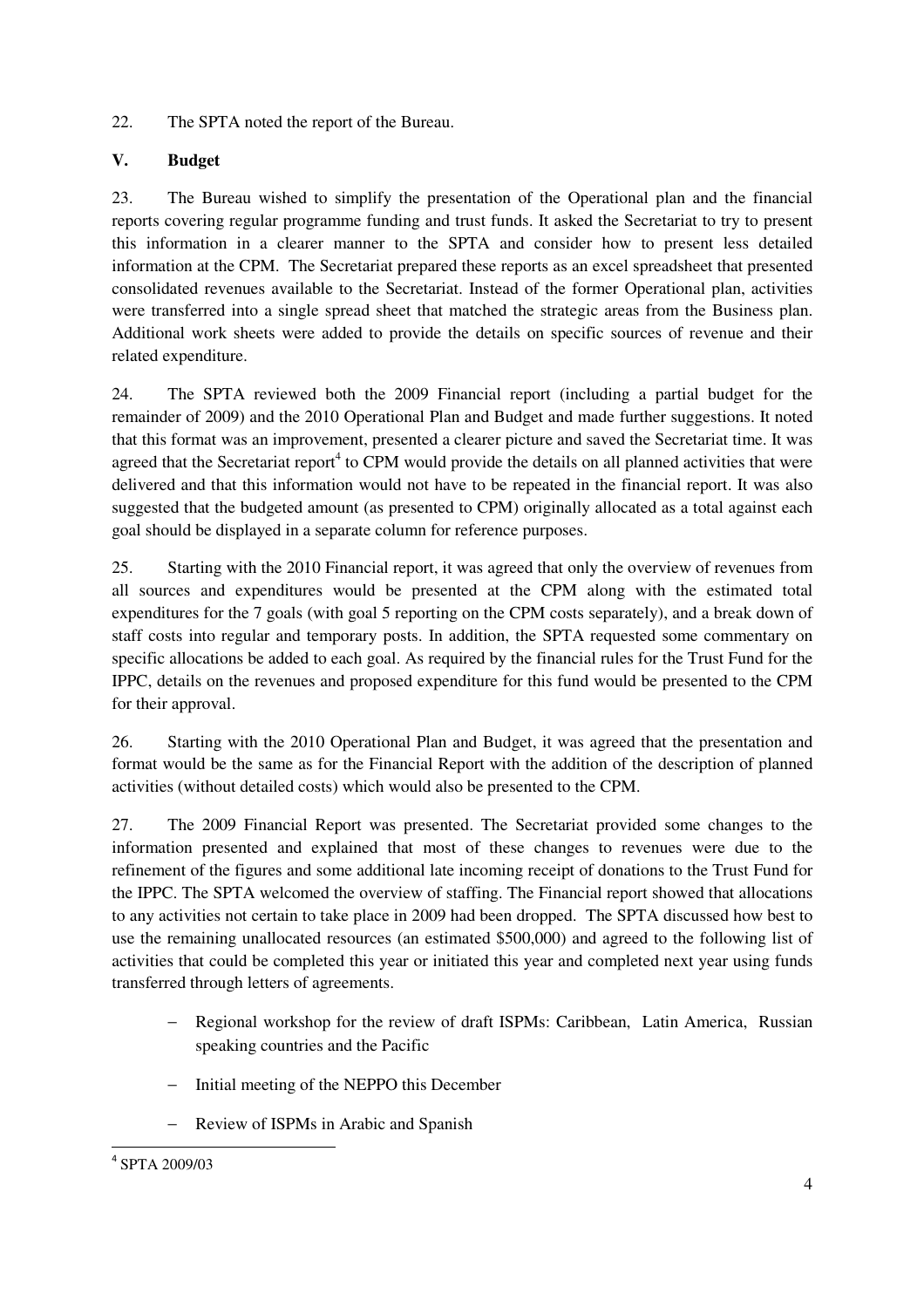22. The SPTA noted the report of the Bureau.

## V. Budget

23. The Bureau wished to simplify the presentation of the Operational plan and the financial reports covering regular programme funding and trust funds. It asked the Secretariat to try to present this information in a clearer manner to the SPTA and consider how to present less detailed information at the CPM. The Secretariat prepared these reports as an excel spreadsheet that presented consolidated revenues available to the Secretariat. Instead of the former Operational plan, activities were transferred into a single spread sheet that matched the strategic areas from the Business plan. Additional work sheets were added to provide the details on specific sources of revenue and their related expenditure.

24. The SPTA reviewed both the 2009 Financial report (including a partial budget for the remainder of 2009) and the 2010 Operational Plan and Budget and made further suggestions. It noted that this format was an improvement, presented a clearer picture and saved the Secretariat time. It was agreed that the Secretariat report[4] to CPM would provide the details on all planned activities that were delivered and that this information would not have to be repeated in the financial report. It was also suggested that the budgeted amount (as presented to CPM) originally allocated as a total against each goal should be displayed in a separate column for reference purposes.

25. Starting with the 2010 Financial report, it was agreed that only the overview of revenues from all sources and expenditures would be presented at the CPM along with the estimated total expenditures for the 7 goals (with goal 5 reporting on the CPM costs separately), and a break down of staff costs into regular and temporary posts. In addition, the SPTA requested some commentary on specific allocations be added to each goal. As required by the financial rules for the Trust Fund for the IPPC, details on the revenues and proposed expenditure for this fund would be presented to the CPM for their approval.

26. Starting with the 2010 Operational Plan and Budget, it was agreed that the presentation and format would be the same as for the Financial Report with the addition of the description of planned activities (without detailed costs) which would also be presented to the CPM.

27. The 2009 Financial Report was presented. The Secretariat provided some changes to the information presented and explained that most of these changes to revenues were due to the refinement of the figures and some additional late incoming receipt of donations to the Trust Fund for the IPPC. The SPTA welcomed the overview of staffing. The Financial report showed that allocations to any activities not certain to take place in 2009 had been dropped. The SPTA discussed how best to use the remaining unallocated resources (an estimated $500,000) and agreed to the following list of activities that could be completed this year or initiated this year and completed next year using funds transferred through letters of agreements.

- Regional workshop for the review of draft ISPMs: Caribbean, Latin America, Russian speaking countries and the Pacific
- Initial meeting of the NEPPO this December
- Review of ISPMs in Arabic and Spanish

[4] SPTA 2009/03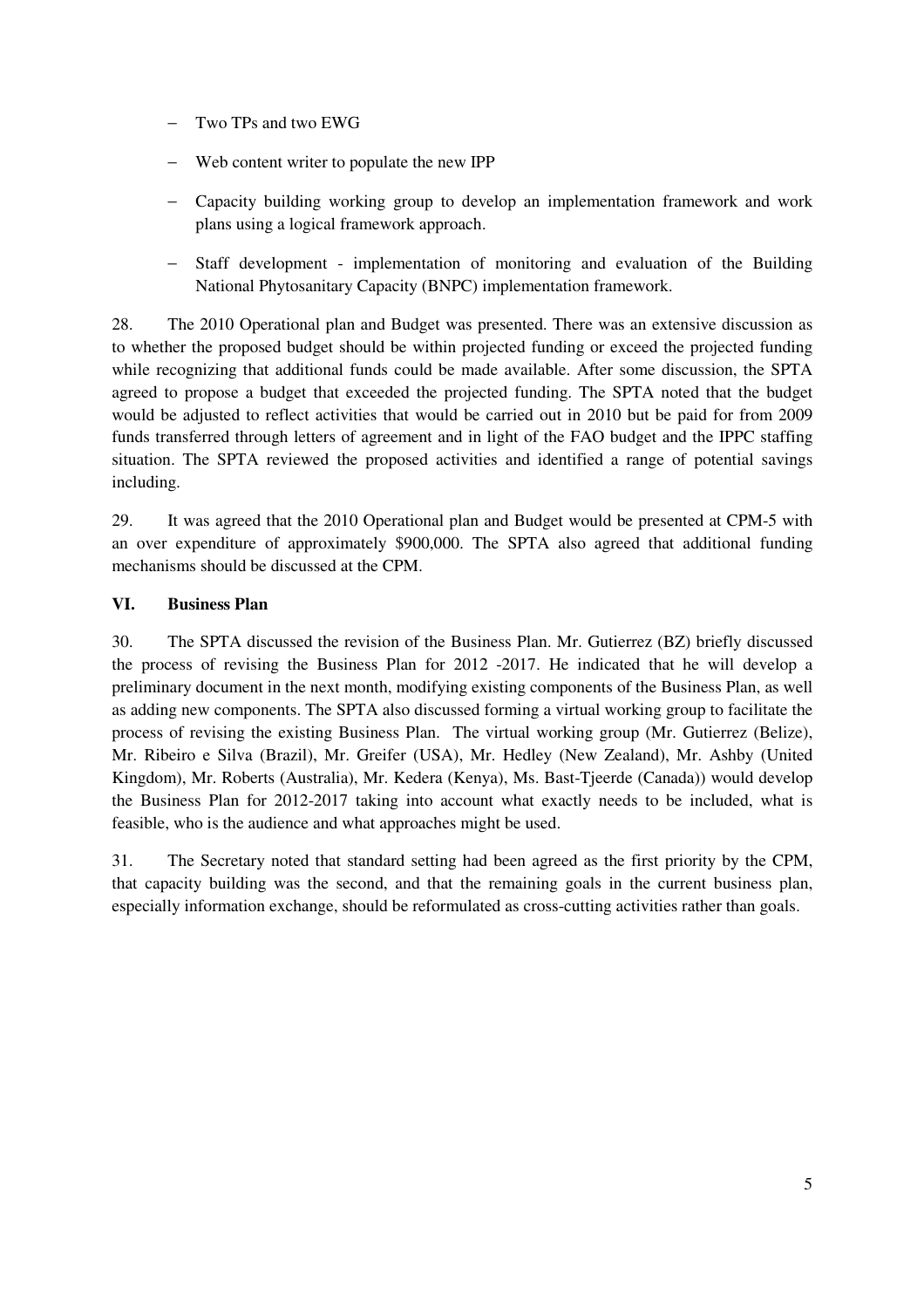- Two TPs and two EWG
- Web content writer to populate the new IPP
- Capacity building working group to develop an implementation framework and work plans using a logical framework approach.
- Staff development - implementation of monitoring and evaluation of the Building National Phytosanitary Capacity (BNPC) implementation framework.

28. The 2010 Operational plan and Budget was presented. There was an extensive discussion as to whether the proposed budget should be within projected funding or exceed the projected funding while recognizing that additional funds could be made available. After some discussion, the SPTA agreed to propose a budget that exceeded the projected funding. The SPTA noted that the budget would be adjusted to reflect activities that would be carried out in 2010 but be paid for from 2009 funds transferred through letters of agreement and in light of the FAO budget and the IPPC staffing situation. The SPTA reviewed the proposed activities and identified a range of potential savings including.

29. It was agreed that the 2010 Operational plan and Budget would be presented at CPM-5 with an over expenditure of approximately $900,000. The SPTA also agreed that additional funding mechanisms should be discussed at the CPM.

## VI. Business Plan

30. The SPTA discussed the revision of the Business Plan. Mr. Gutierrez (BZ) briefly discussed the process of revising the Business Plan for 2012 -2017. He indicated that he will develop a preliminary document in the next month, modifying existing components of the Business Plan, as well as adding new components. The SPTA also discussed forming a virtual working group to facilitate the process of revising the existing Business Plan. The virtual working group (Mr. Gutierrez (Belize), Mr. Ribeiro e Silva (Brazil), Mr. Greifer (USA), Mr. Hedley (New Zealand), Mr. Ashby (United Kingdom), Mr. Roberts (Australia), Mr. Kedera (Kenya), Ms. Bast-Tjeerde (Canada)) would develop the Business Plan for 2012-2017 taking into account what exactly needs to be included, what is feasible, who is the audience and what approaches might be used.

31. The Secretary noted that standard setting had been agreed as the first priority by the CPM, that capacity building was the second, and that the remaining goals in the current business plan, especially information exchange, should be reformulated as cross-cutting activities rather than goals.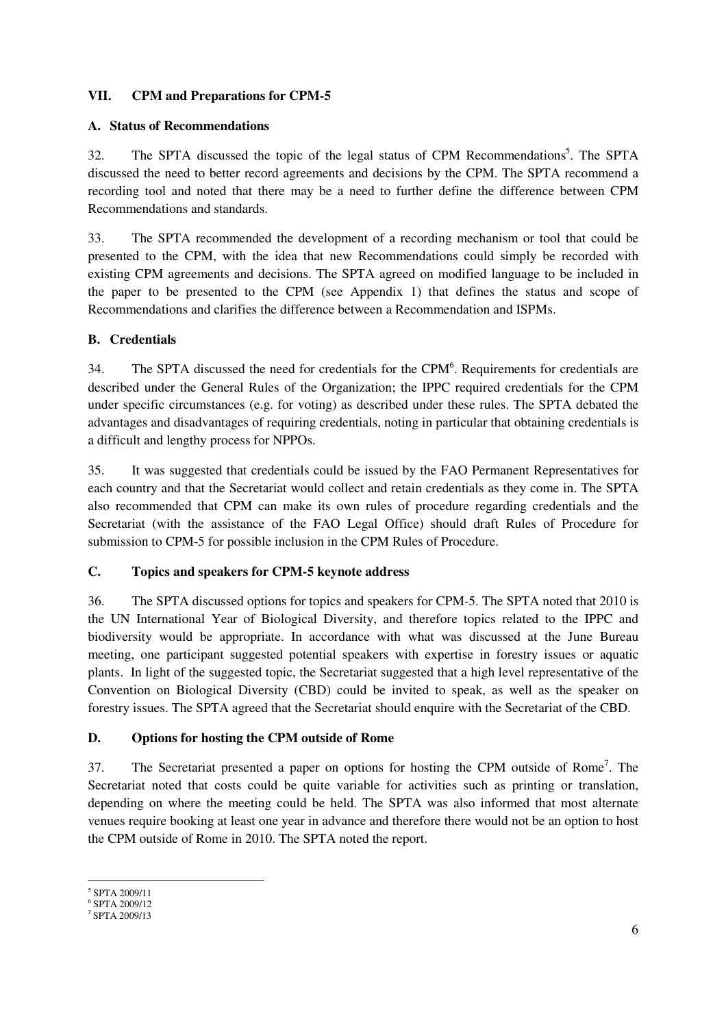## VII. CPM and Preparations for CPM-5

### A. Status of Recommendations

32. The SPTA discussed the topic of the legal status of CPM Recommendations[5]. The SPTA discussed the need to better record agreements and decisions by the CPM. The SPTA recommend a recording tool and noted that there may be a need to further define the difference between CPM Recommendations and standards.

33. The SPTA recommended the development of a recording mechanism or tool that could be presented to the CPM, with the idea that new Recommendations could simply be recorded with existing CPM agreements and decisions. The SPTA agreed on modified language to be included in the paper to be presented to the CPM (see Appendix 1) that defines the status and scope of Recommendations and clarifies the difference between a Recommendation and ISPMs.

### B. Credentials

34. The SPTA discussed the need for credentials for the CPM[6]. Requirements for credentials are described under the General Rules of the Organization; the IPPC required credentials for the CPM under specific circumstances (e.g. for voting) as described under these rules. The SPTA debated the advantages and disadvantages of requiring credentials, noting in particular that obtaining credentials is a difficult and lengthy process for NPPOs.

35. It was suggested that credentials could be issued by the FAO Permanent Representatives for each country and that the Secretariat would collect and retain credentials as they come in. The SPTA also recommended that CPM can make its own rules of procedure regarding credentials and the Secretariat (with the assistance of the FAO Legal Office) should draft Rules of Procedure for submission to CPM-5 for possible inclusion in the CPM Rules of Procedure.

### C. Topics and speakers for CPM-5 keynote address

36. The SPTA discussed options for topics and speakers for CPM-5. The SPTA noted that 2010 is the UN International Year of Biological Diversity, and therefore topics related to the IPPC and biodiversity would be appropriate. In accordance with what was discussed at the June Bureau meeting, one participant suggested potential speakers with expertise in forestry issues or aquatic plants. In light of the suggested topic, the Secretariat suggested that a high level representative of the Convention on Biological Diversity (CBD) could be invited to speak, as well as the speaker on forestry issues. The SPTA agreed that the Secretariat should enquire with the Secretariat of the CBD.

### D. Options for hosting the CPM outside of Rome

37. The Secretariat presented a paper on options for hosting the CPM outside of Rome[7]. The Secretariat noted that costs could be quite variable for activities such as printing or translation, depending on where the meeting could be held. The SPTA was also informed that most alternate venues require booking at least one year in advance and therefore there would not be an option to host the CPM outside of Rome in 2010. The SPTA noted the report.

---

[5] SPTA 2009/11

[6] SPTA 2009/12

[7] SPTA 2009/13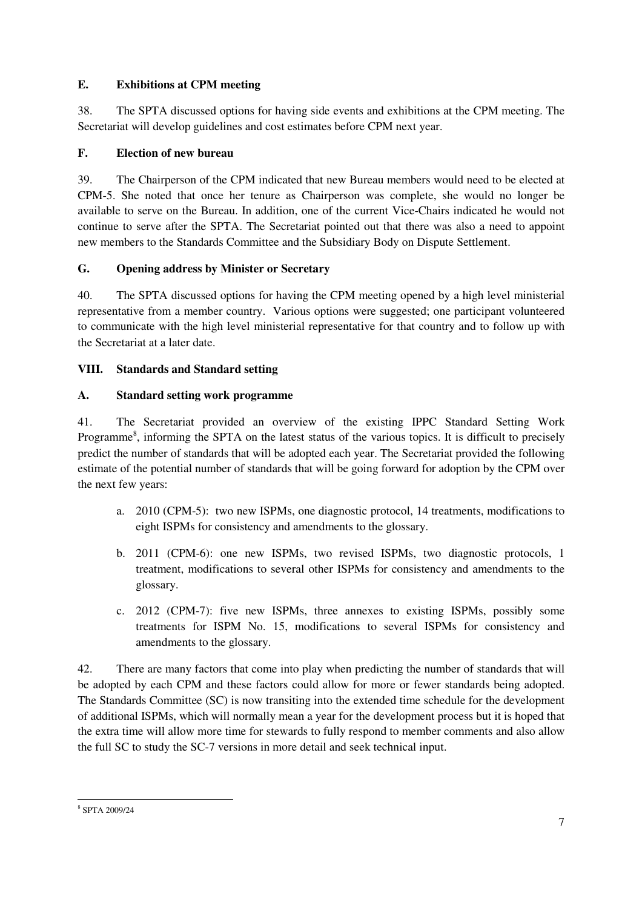### E. Exhibitions at CPM meeting

38. The SPTA discussed options for having side events and exhibitions at the CPM meeting. The Secretariat will develop guidelines and cost estimates before CPM next year.

### F. Election of new bureau

39. The Chairperson of the CPM indicated that new Bureau members would need to be elected at CPM-5. She noted that once her tenure as Chairperson was complete, she would no longer be available to serve on the Bureau. In addition, one of the current Vice-Chairs indicated he would not continue to serve after the SPTA. The Secretariat pointed out that there was also a need to appoint new members to the Standards Committee and the Subsidiary Body on Dispute Settlement.

### G. Opening address by Minister or Secretary

40. The SPTA discussed options for having the CPM meeting opened by a high level ministerial representative from a member country. Various options were suggested; one participant volunteered to communicate with the high level ministerial representative for that country and to follow up with the Secretariat at a later date.

## VIII. Standards and Standard setting

### A. Standard setting work programme

41. The Secretariat provided an overview of the existing IPPC Standard Setting Work Programme[8], informing the SPTA on the latest status of the various topics. It is difficult to precisely predict the number of standards that will be adopted each year. The Secretariat provided the following estimate of the potential number of standards that will be going forward for adoption by the CPM over the next few years:

a. 2010 (CPM-5): two new ISPMs, one diagnostic protocol, 14 treatments, modifications to eight ISPMs for consistency and amendments to the glossary.

b. 2011 (CPM-6): one new ISPMs, two revised ISPMs, two diagnostic protocols, 1 treatment, modifications to several other ISPMs for consistency and amendments to the glossary.

c. 2012 (CPM-7): five new ISPMs, three annexes to existing ISPMs, possibly some treatments for ISPM No. 15, modifications to several ISPMs for consistency and amendments to the glossary.

42. There are many factors that come into play when predicting the number of standards that will be adopted by each CPM and these factors could allow for more or fewer standards being adopted. The Standards Committee (SC) is now transiting into the extended time schedule for the development of additional ISPMs, which will normally mean a year for the development process but it is hoped that the extra time will allow more time for stewards to fully respond to member comments and also allow the full SC to study the SC-7 versions in more detail and seek technical input.

---

[8] SPTA 2009/24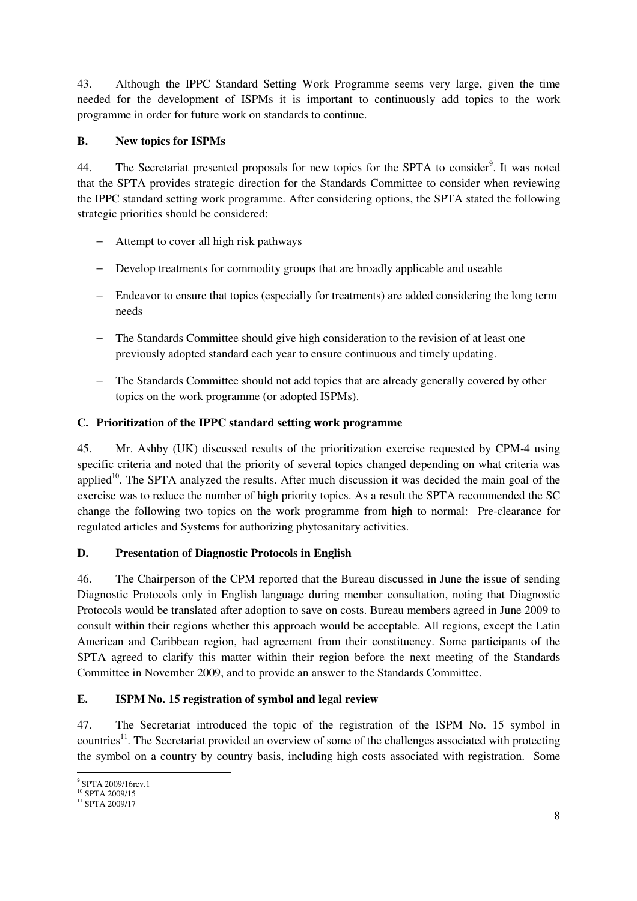43. Although the IPPC Standard Setting Work Programme seems very large, given the time needed for the development of ISPMs it is important to continuously add topics to the work programme in order for future work on standards to continue.

### B. New topics for ISPMs

44. The Secretariat presented proposals for new topics for the SPTA to consider[9]. It was noted that the SPTA provides strategic direction for the Standards Committee to consider when reviewing the IPPC standard setting work programme. After considering options, the SPTA stated the following strategic priorities should be considered:

- Attempt to cover all high risk pathways
- Develop treatments for commodity groups that are broadly applicable and useable
- Endeavor to ensure that topics (especially for treatments) are added considering the long term needs
- The Standards Committee should give high consideration to the revision of at least one previously adopted standard each year to ensure continuous and timely updating.
- The Standards Committee should not add topics that are already generally covered by other topics on the work programme (or adopted ISPMs).

### C. Prioritization of the IPPC standard setting work programme

45. Mr. Ashby (UK) discussed results of the prioritization exercise requested by CPM-4 using specific criteria and noted that the priority of several topics changed depending on what criteria was applied[10]. The SPTA analyzed the results. After much discussion it was decided the main goal of the exercise was to reduce the number of high priority topics. As a result the SPTA recommended the SC change the following two topics on the work programme from high to normal: Pre-clearance for regulated articles and Systems for authorizing phytosanitary activities.

### D. Presentation of Diagnostic Protocols in English

46. The Chairperson of the CPM reported that the Bureau discussed in June the issue of sending Diagnostic Protocols only in English language during member consultation, noting that Diagnostic Protocols would be translated after adoption to save on costs. Bureau members agreed in June 2009 to consult within their regions whether this approach would be acceptable. All regions, except the Latin American and Caribbean region, had agreement from their constituency. Some participants of the SPTA agreed to clarify this matter within their region before the next meeting of the Standards Committee in November 2009, and to provide an answer to the Standards Committee.

### E. ISPM No. 15 registration of symbol and legal review

47. The Secretariat introduced the topic of the registration of the ISPM No. 15 symbol in countries[11]. The Secretariat provided an overview of some of the challenges associated with protecting the symbol on a country by country basis, including high costs associated with registration. Some

---

[9] SPTA 2009/16rev.1
[10] SPTA 2009/15
[11] SPTA 2009/17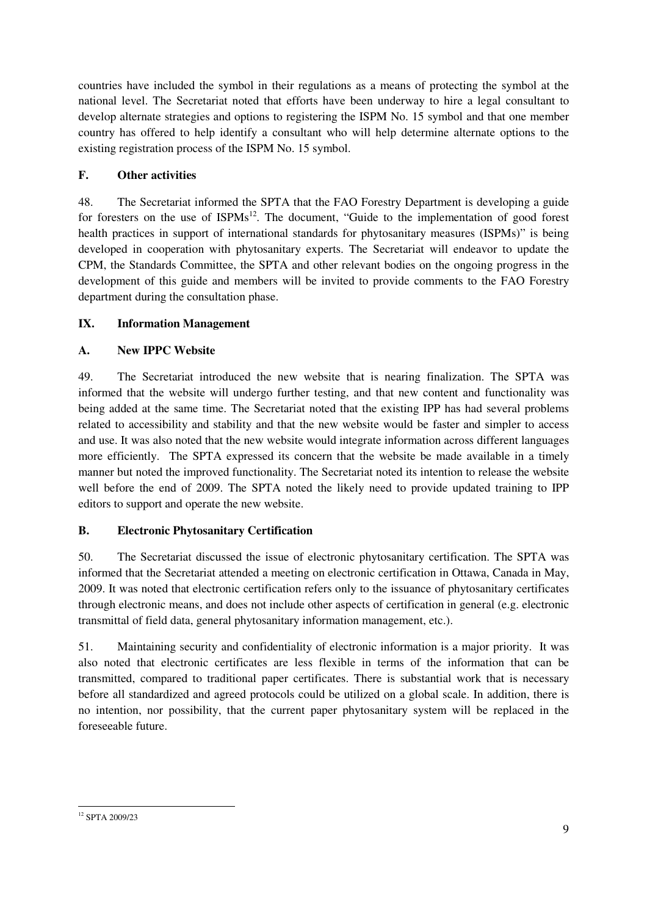countries have included the symbol in their regulations as a means of protecting the symbol at the national level. The Secretariat noted that efforts have been underway to hire a legal consultant to develop alternate strategies and options to registering the ISPM No. 15 symbol and that one member country has offered to help identify a consultant who will help determine alternate options to the existing registration process of the ISPM No. 15 symbol.

### F. Other activities

48. The Secretariat informed the SPTA that the FAO Forestry Department is developing a guide for foresters on the use of ISPMs[12]. The document, "Guide to the implementation of good forest health practices in support of international standards for phytosanitary measures (ISPMs)" is being developed in cooperation with phytosanitary experts. The Secretariat will endeavor to update the CPM, the Standards Committee, the SPTA and other relevant bodies on the ongoing progress in the development of this guide and members will be invited to provide comments to the FAO Forestry department during the consultation phase.

## IX. Information Management

### A. New IPPC Website

49. The Secretariat introduced the new website that is nearing finalization. The SPTA was informed that the website will undergo further testing, and that new content and functionality was being added at the same time. The Secretariat noted that the existing IPP has had several problems related to accessibility and stability and that the new website would be faster and simpler to access and use. It was also noted that the new website would integrate information across different languages more efficiently. The SPTA expressed its concern that the website be made available in a timely manner but noted the improved functionality. The Secretariat noted its intention to release the website well before the end of 2009. The SPTA noted the likely need to provide updated training to IPP editors to support and operate the new website.

### B. Electronic Phytosanitary Certification

50. The Secretariat discussed the issue of electronic phytosanitary certification. The SPTA was informed that the Secretariat attended a meeting on electronic certification in Ottawa, Canada in May, 2009. It was noted that electronic certification refers only to the issuance of phytosanitary certificates through electronic means, and does not include other aspects of certification in general (e.g. electronic transmittal of field data, general phytosanitary information management, etc.).

51. Maintaining security and confidentiality of electronic information is a major priority. It was also noted that electronic certificates are less flexible in terms of the information that can be transmitted, compared to traditional paper certificates. There is substantial work that is necessary before all standardized and agreed protocols could be utilized on a global scale. In addition, there is no intention, nor possibility, that the current paper phytosanitary system will be replaced in the foreseeable future.

---

[12] SPTA 2009/23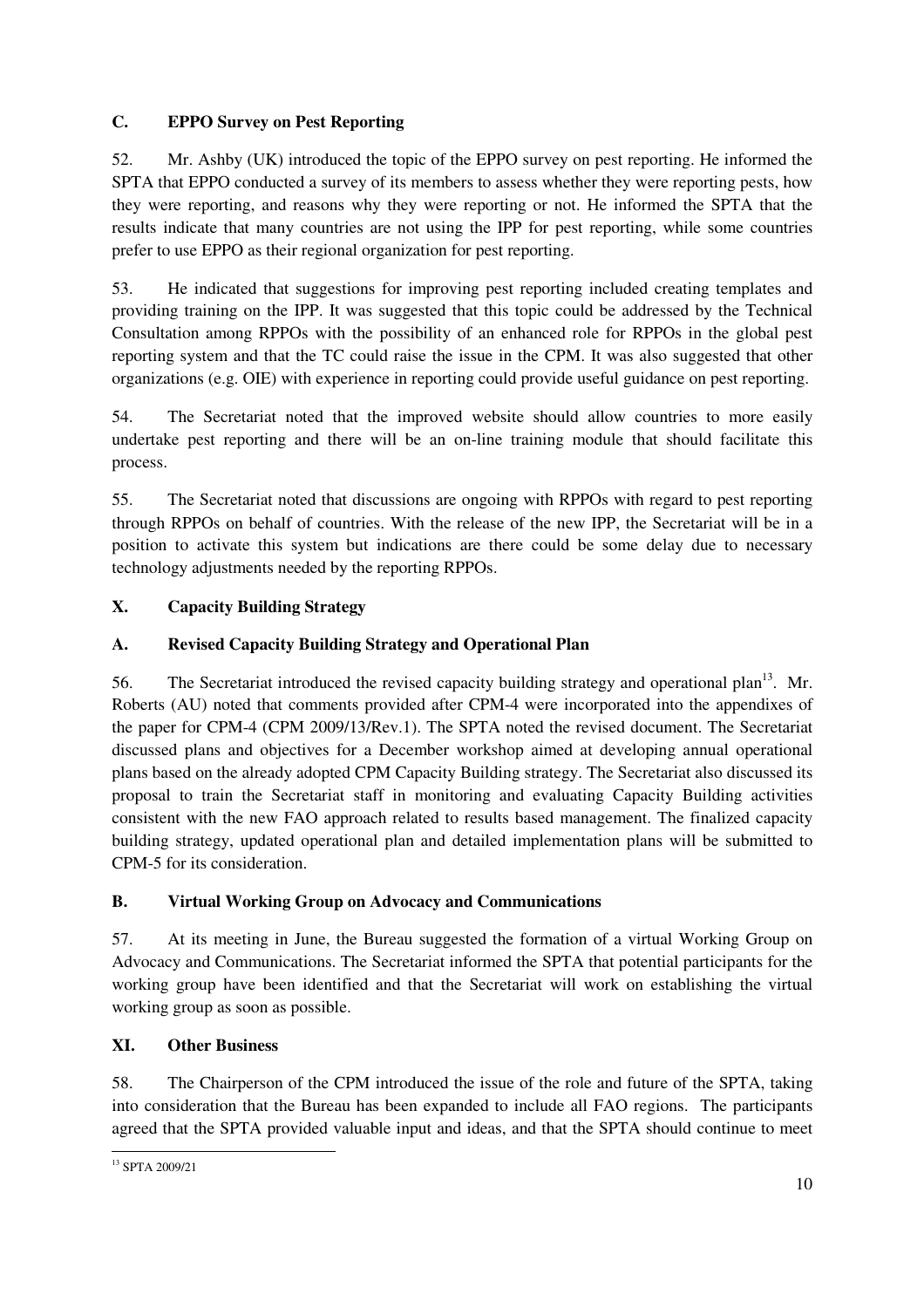### C. EPPO Survey on Pest Reporting

52. Mr. Ashby (UK) introduced the topic of the EPPO survey on pest reporting. He informed the SPTA that EPPO conducted a survey of its members to assess whether they were reporting pests, how they were reporting, and reasons why they were reporting or not. He informed the SPTA that the results indicate that many countries are not using the IPP for pest reporting, while some countries prefer to use EPPO as their regional organization for pest reporting.

53. He indicated that suggestions for improving pest reporting included creating templates and providing training on the IPP. It was suggested that this topic could be addressed by the Technical Consultation among RPPOs with the possibility of an enhanced role for RPPOs in the global pest reporting system and that the TC could raise the issue in the CPM. It was also suggested that other organizations (e.g. OIE) with experience in reporting could provide useful guidance on pest reporting.

54. The Secretariat noted that the improved website should allow countries to more easily undertake pest reporting and there will be an on-line training module that should facilitate this process.

55. The Secretariat noted that discussions are ongoing with RPPOs with regard to pest reporting through RPPOs on behalf of countries. With the release of the new IPP, the Secretariat will be in a position to activate this system but indications are there could be some delay due to necessary technology adjustments needed by the reporting RPPOs.

## X. Capacity Building Strategy

### A. Revised Capacity Building Strategy and Operational Plan

56. The Secretariat introduced the revised capacity building strategy and operational plan[13]. Mr. Roberts (AU) noted that comments provided after CPM-4 were incorporated into the appendixes of the paper for CPM-4 (CPM 2009/13/Rev.1). The SPTA noted the revised document. The Secretariat discussed plans and objectives for a December workshop aimed at developing annual operational plans based on the already adopted CPM Capacity Building strategy. The Secretariat also discussed its proposal to train the Secretariat staff in monitoring and evaluating Capacity Building activities consistent with the new FAO approach related to results based management. The finalized capacity building strategy, updated operational plan and detailed implementation plans will be submitted to CPM-5 for its consideration.

### B. Virtual Working Group on Advocacy and Communications

57. At its meeting in June, the Bureau suggested the formation of a virtual Working Group on Advocacy and Communications. The Secretariat informed the SPTA that potential participants for the working group have been identified and that the Secretariat will work on establishing the virtual working group as soon as possible.

## XI. Other Business

58. The Chairperson of the CPM introduced the issue of the role and future of the SPTA, taking into consideration that the Bureau has been expanded to include all FAO regions. The participants agreed that the SPTA provided valuable input and ideas, and that the SPTA should continue to meet

---

[13] SPTA 2009/21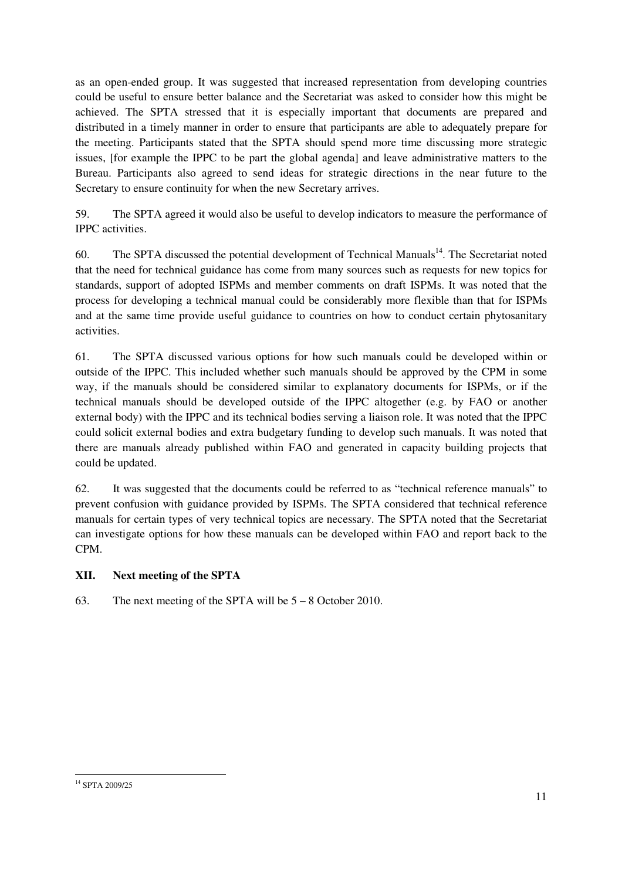as an open-ended group. It was suggested that increased representation from developing countries could be useful to ensure better balance and the Secretariat was asked to consider how this might be achieved. The SPTA stressed that it is especially important that documents are prepared and distributed in a timely manner in order to ensure that participants are able to adequately prepare for the meeting. Participants stated that the SPTA should spend more time discussing more strategic issues, [for example the IPPC to be part the global agenda] and leave administrative matters to the Bureau. Participants also agreed to send ideas for strategic directions in the near future to the Secretary to ensure continuity for when the new Secretary arrives.

59. The SPTA agreed it would also be useful to develop indicators to measure the performance of IPPC activities.

60. The SPTA discussed the potential development of Technical Manuals[14]. The Secretariat noted that the need for technical guidance has come from many sources such as requests for new topics for standards, support of adopted ISPMs and member comments on draft ISPMs. It was noted that the process for developing a technical manual could be considerably more flexible than that for ISPMs and at the same time provide useful guidance to countries on how to conduct certain phytosanitary activities.

61. The SPTA discussed various options for how such manuals could be developed within or outside of the IPPC. This included whether such manuals should be approved by the CPM in some way, if the manuals should be considered similar to explanatory documents for ISPMs, or if the technical manuals should be developed outside of the IPPC altogether (e.g. by FAO or another external body) with the IPPC and its technical bodies serving a liaison role. It was noted that the IPPC could solicit external bodies and extra budgetary funding to develop such manuals. It was noted that there are manuals already published within FAO and generated in capacity building projects that could be updated.

62. It was suggested that the documents could be referred to as "technical reference manuals" to prevent confusion with guidance provided by ISPMs. The SPTA considered that technical reference manuals for certain types of very technical topics are necessary. The SPTA noted that the Secretariat can investigate options for how these manuals can be developed within FAO and report back to the CPM.

## XII. Next meeting of the SPTA

63. The next meeting of the SPTA will be 5 – 8 October 2010.

---

[14] SPTA 2009/25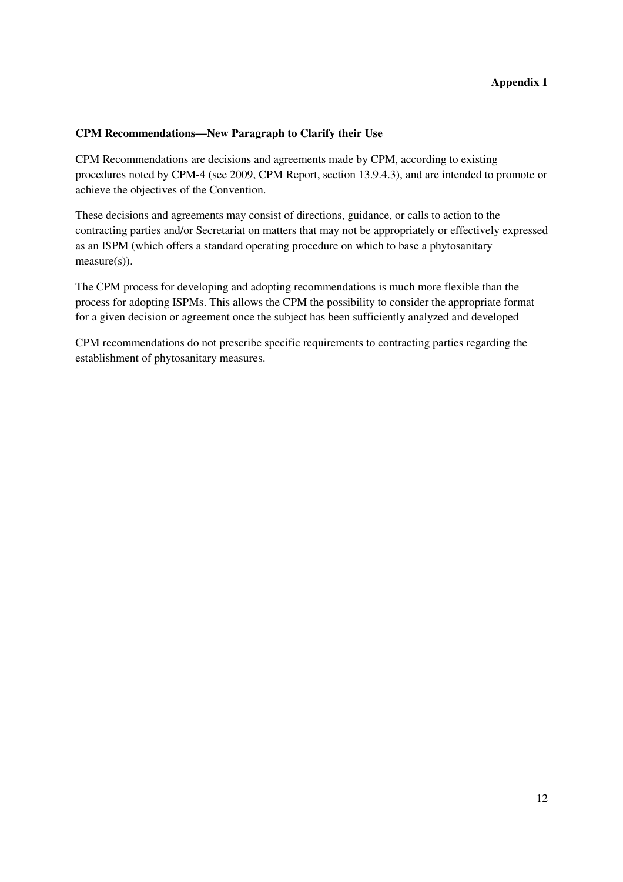**Appendix 1**

**CPM Recommendations—New Paragraph to Clarify their Use**

CPM Recommendations are decisions and agreements made by CPM, according to existing procedures noted by CPM-4 (see 2009, CPM Report, section 13.9.4.3), and are intended to promote or achieve the objectives of the Convention.

These decisions and agreements may consist of directions, guidance, or calls to action to the contracting parties and/or Secretariat on matters that may not be appropriately or effectively expressed as an ISPM (which offers a standard operating procedure on which to base a phytosanitary measure(s)).

The CPM process for developing and adopting recommendations is much more flexible than the process for adopting ISPMs. This allows the CPM the possibility to consider the appropriate format for a given decision or agreement once the subject has been sufficiently analyzed and developed

CPM recommendations do not prescribe specific requirements to contracting parties regarding the establishment of phytosanitary measures.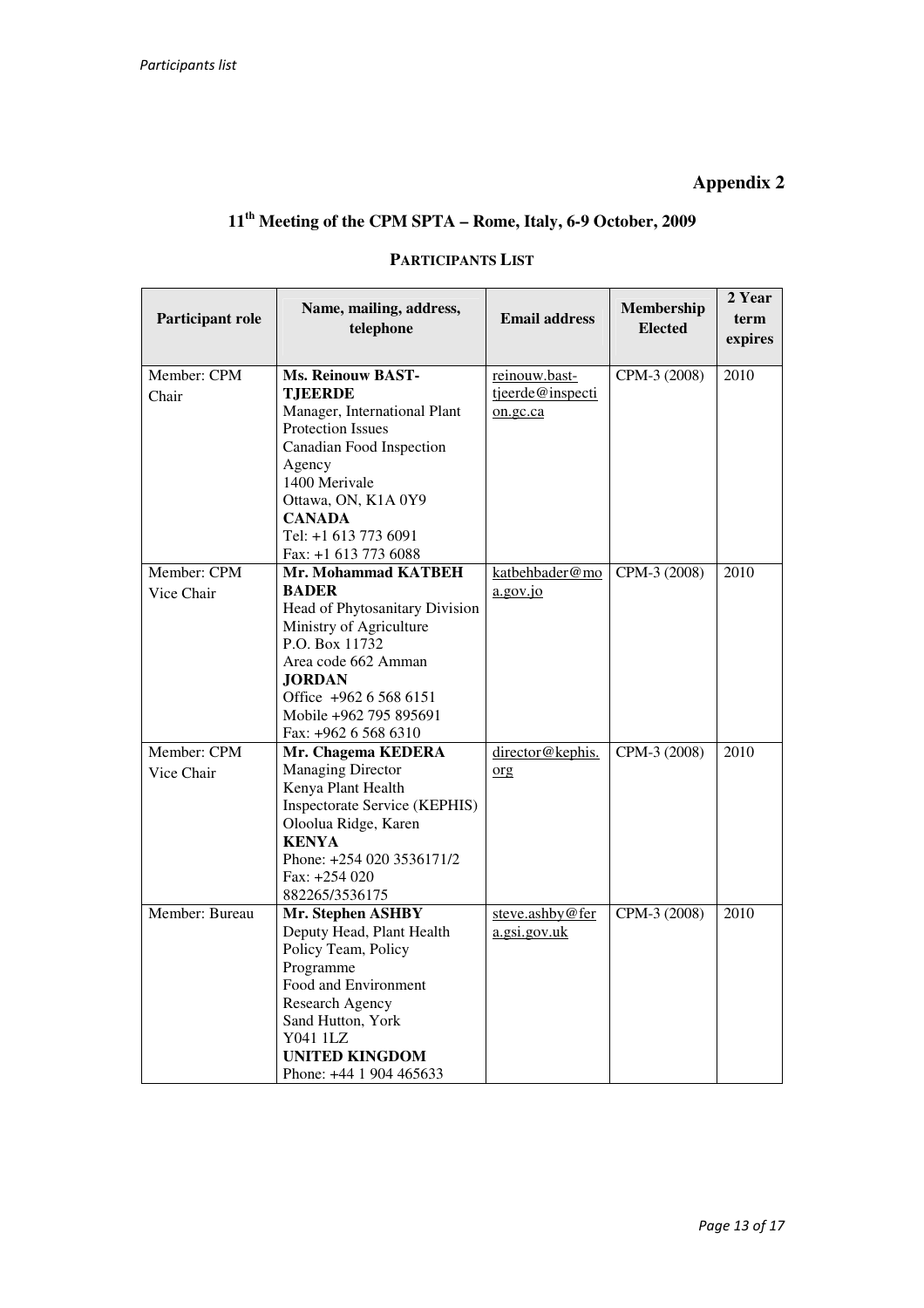**Appendix 2**

## 11th Meeting of the CPM SPTA – Rome, Italy, 6-9 October, 2009

### PARTICIPANTS LIST

| Participant role | Name, mailing, address, telephone | Email address | Membership Elected | 2 Year term expires |
|---|---|---|---|---|
| Member: CPM Chair | **Ms. Reinouw BAST-TJEERDE**<br>Manager, International Plant Protection Issues<br>Canadian Food Inspection Agency<br>1400 Merivale<br>Ottawa, ON, K1A 0Y9<br>**CANADA**<br>Tel: +1 613 773 6091<br>Fax: +1 613 773 6088 | reinouw.bast-tjeerde@inspection.gc.ca | CPM-3 (2008) | 2010 |
| Member: CPM Vice Chair | **Mr. Mohammad KATBEH BADER**<br>Head of Phytosanitary Division<br>Ministry of Agriculture<br>P.O. Box 11732<br>Area code 662 Amman<br>**JORDAN**<br>Office +962 6 568 6151<br>Mobile +962 795 895691<br>Fax: +962 6 568 6310 | katbehbader@moa.gov.jo | CPM-3 (2008) | 2010 |
| Member: CPM Vice Chair | **Mr. Chagema KEDERA**<br>Managing Director<br>Kenya Plant Health Inspectorate Service (KEPHIS)<br>Oloolua Ridge, Karen<br>**KENYA**<br>Phone: +254 020 3536171/2<br>Fax: +254 020 882265/3536175 | director@kephis.org | CPM-3 (2008) | 2010 |
| Member: Bureau | **Mr. Stephen ASHBY**<br>Deputy Head, Plant Health Policy Team, Policy Programme<br>Food and Environment Research Agency<br>Sand Hutton, York<br>Y041 1LZ<br>**UNITED KINGDOM**<br>Phone: +44 1 904 465633 | steve.ashby@fera.gsi.gov.uk | CPM-3 (2008) | 2010 |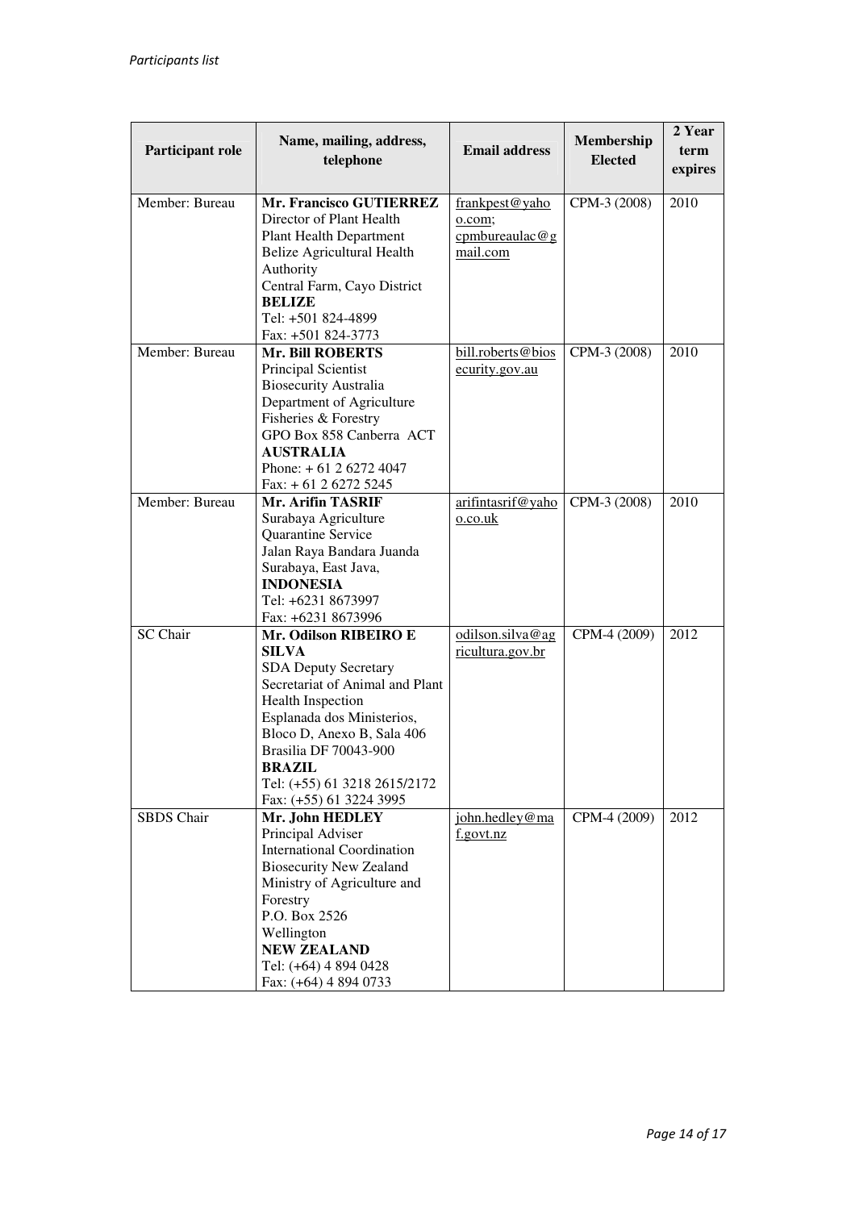| Participant role | Name, mailing, address, telephone | Email address | Membership Elected | 2 Year term expires |
|---|---|---|---|---|
| Member: Bureau | **Mr. Francisco GUTIERREZ**<br>Director of Plant Health<br>Plant Health Department<br>Belize Agricultural Health Authority<br>Central Farm, Cayo District<br>**BELIZE**<br>Tel: +501 824-4899<br>Fax: +501 824-3773 | frankpest@yahoo.com;<br>cpmbureaulac@gmail.com | CPM-3 (2008) | 2010 |
| Member: Bureau | **Mr. Bill ROBERTS**<br>Principal Scientist<br>Biosecurity Australia<br>Department of Agriculture Fisheries & Forestry<br>GPO Box 858 Canberra ACT<br>**AUSTRALIA**<br>Phone: + 61 2 6272 4047<br>Fax: + 61 2 6272 5245 | bill.roberts@biosecurity.gov.au | CPM-3 (2008) | 2010 |
| Member: Bureau | **Mr. Arifin TASRIF**<br>Surabaya Agriculture Quarantine Service<br>Jalan Raya Bandara Juanda<br>Surabaya, East Java,<br>**INDONESIA**<br>Tel: +6231 8673997<br>Fax: +6231 8673996 | arifintasrif@yahoo.co.uk | CPM-3 (2008) | 2010 |
| SC Chair | **Mr. Odilson RIBEIRO E SILVA**<br>SDA Deputy Secretary<br>Secretariat of Animal and Plant Health Inspection<br>Esplanada dos Ministerios, Bloco D, Anexo B, Sala 406<br>Brasilia DF 70043-900<br>**BRAZIL**<br>Tel: (+55) 61 3218 2615/2172<br>Fax: (+55) 61 3224 3995 | odilson.silva@agricultura.gov.br | CPM-4 (2009) | 2012 |
| SBDS Chair | **Mr. John HEDLEY**<br>Principal Adviser<br>International Coordination<br>Biosecurity New Zealand<br>Ministry of Agriculture and Forestry<br>P.O. Box 2526<br>Wellington<br>**NEW ZEALAND**<br>Tel: (+64) 4 894 0428<br>Fax: (+64) 4 894 0733 | john.hedley@maf.govt.nz | CPM-4 (2009) | 2012 |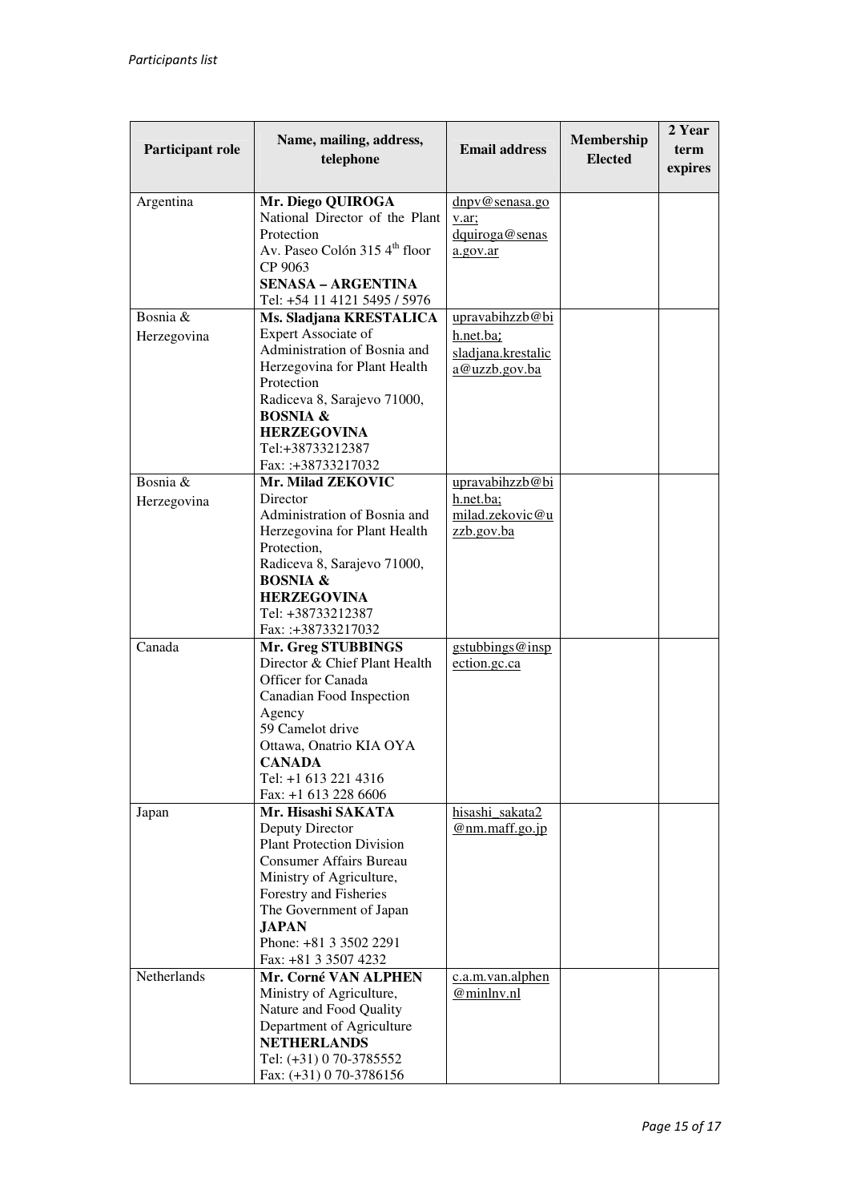| Participant role | Name, mailing, address, telephone | Email address | Membership Elected | 2 Year term expires |
|---|---|---|---|---|
| Argentina | **Mr. Diego QUIROGA**<br>National Director of the Plant Protection<br>Av. Paseo Colón 315 4th floor<br>CP 9063<br>**SENASA – ARGENTINA**<br>Tel: +54 11 4121 5495 / 5976 | dnpv@senasa.gov.ar;<br>dquiroga@senasa.gov.ar | | |
| Bosnia & Herzegovina | **Ms. Sladjana KRESTALICA**<br>Expert Associate of Administration of Bosnia and Herzegovina for Plant Health Protection<br>Radiceva 8, Sarajevo 71000,<br>**BOSNIA & HERZEGOVINA**<br>Tel:+38733212387<br>Fax: :+38733217032 | upravabihzzb@bih.net.ba;<br>sladjana.krestalica@uzzb.gov.ba | | |
| Bosnia & Herzegovina | **Mr. Milad ZEKOVIC**<br>Director<br>Administration of Bosnia and Herzegovina for Plant Health Protection,<br>Radiceva 8, Sarajevo 71000,<br>**BOSNIA & HERZEGOVINA**<br>Tel: +38733212387<br>Fax: :+38733217032 | upravabihzzb@bih.net.ba;<br>milad.zekovic@uzzb.gov.ba | | |
| Canada | **Mr. Greg STUBBINGS**<br>Director & Chief Plant Health Officer for Canada<br>Canadian Food Inspection Agency<br>59 Camelot drive<br>Ottawa, Onatrio KIA OYA<br>**CANADA**<br>Tel: +1 613 221 4316<br>Fax: +1 613 228 6606 | gstubbings@inspection.gc.ca | | |
| Japan | **Mr. Hisashi SAKATA**<br>Deputy Director<br>Plant Protection Division<br>Consumer Affairs Bureau<br>Ministry of Agriculture, Forestry and Fisheries<br>The Government of Japan<br>**JAPAN**<br>Phone: +81 3 3502 2291<br>Fax: +81 3 3507 4232 | hisashi_sakata2@nm.maff.go.jp | | |
| Netherlands | **Mr. Corné VAN ALPHEN**<br>Ministry of Agriculture, Nature and Food Quality<br>Department of Agriculture<br>**NETHERLANDS**<br>Tel: (+31) 0 70-3785552<br>Fax: (+31) 0 70-3786156 | c.a.m.van.alphen@minlnv.nl | | |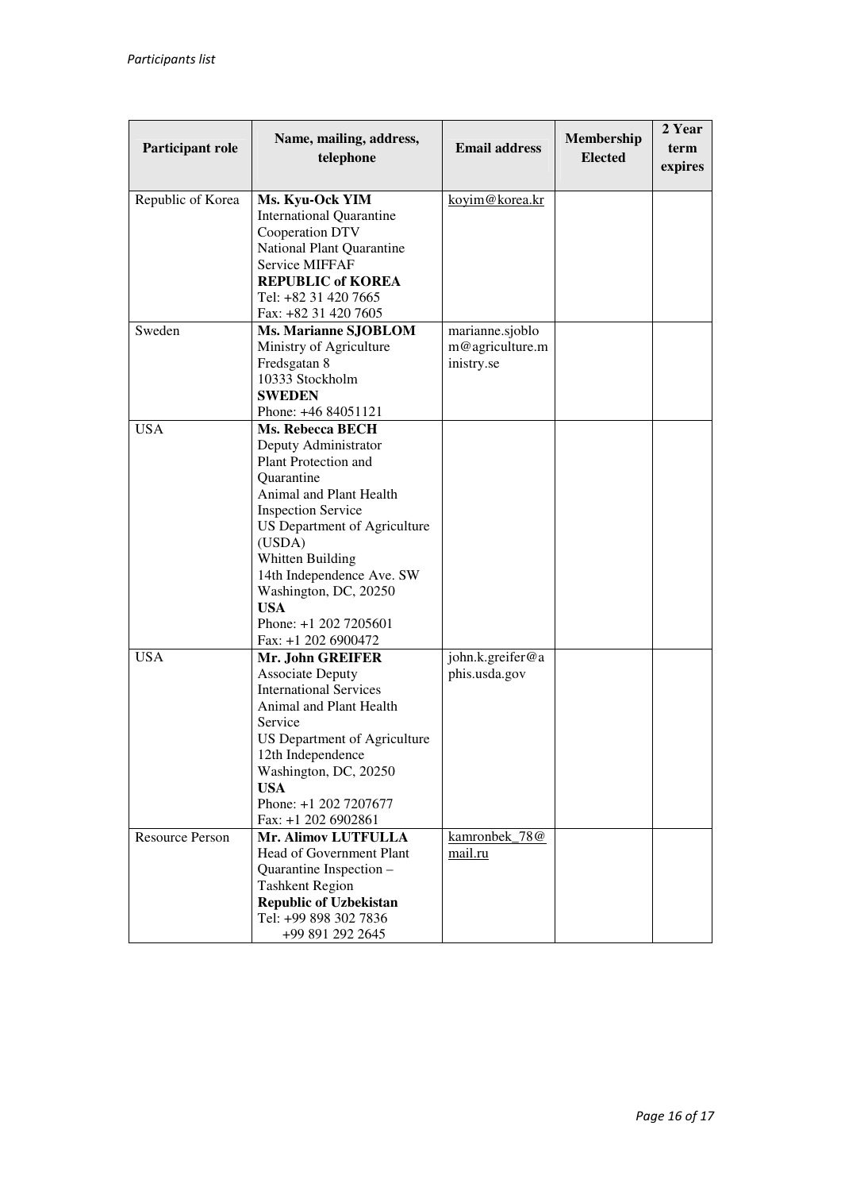| Participant role | Name, mailing, address, telephone | Email address | Membership Elected | 2 Year term expires |
|---|---|---|---|---|
| Republic of Korea | **Ms. Kyu-Ock YIM**<br>International Quarantine Cooperation DTV<br>National Plant Quarantine Service MIFFAF<br>**REPUBLIC of KOREA**<br>Tel: +82 31 420 7665<br>Fax: +82 31 420 7605 | koyim@korea.kr | | |
| Sweden | **Ms. Marianne SJOBLOM**<br>Ministry of Agriculture<br>Fredsgatan 8<br>10333 Stockholm<br>**SWEDEN**<br>Phone: +46 84051121 | marianne.sjoblom@agriculture.ministry.se | | |
| USA | **Ms. Rebecca BECH**<br>Deputy Administrator<br>Plant Protection and Quarantine<br>Animal and Plant Health Inspection Service<br>US Department of Agriculture (USDA)<br>Whitten Building<br>14th Independence Ave. SW<br>Washington, DC, 20250<br>**USA**<br>Phone: +1 202 7205601<br>Fax: +1 202 6900472 | | | |
| USA | **Mr. John GREIFER**<br>Associate Deputy<br>International Services<br>Animal and Plant Health Service<br>US Department of Agriculture<br>12th Independence<br>Washington, DC, 20250<br>**USA**<br>Phone: +1 202 7207677<br>Fax: +1 202 6902861 | john.k.greifer@aphis.usda.gov | | |
| Resource Person | **Mr. Alimov LUTFULLA**<br>Head of Government Plant Quarantine Inspection – Tashkent Region<br>**Republic of Uzbekistan**<br>Tel: +99 898 302 7836<br>+99 891 292 2645 | kamronbek_78@mail.ru | | |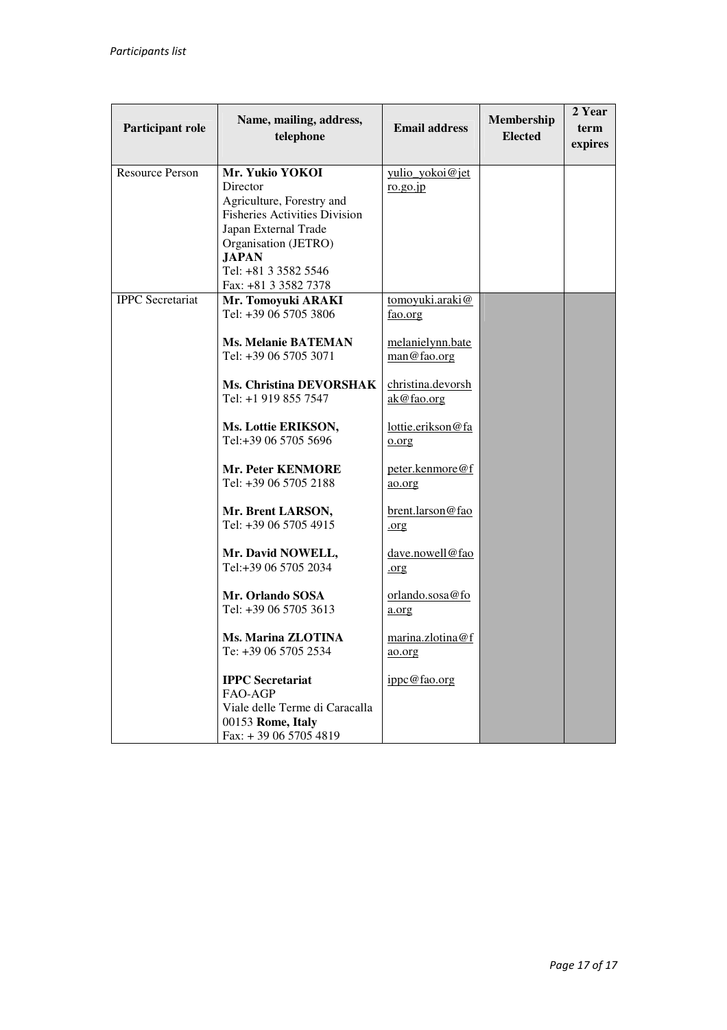| Participant role | Name, mailing, address, telephone | Email address | Membership Elected | 2 Year term expires |
|---|---|---|---|---|
| Resource Person | **Mr. Yukio YOKOI**<br>Director<br>Agriculture, Forestry and Fisheries Activities Division<br>Japan External Trade Organisation (JETRO)<br>**JAPAN**<br>Tel: +81 3 3582 5546<br>Fax: +81 3 3582 7378 | yulio_yokoi@jetro.go.jp | | |
| IPPC Secretariat | **Mr. Tomoyuki ARAKI**<br>Tel: +39 06 5705 3806<br><br>**Ms. Melanie BATEMAN**<br>Tel: +39 06 5705 3071<br><br>**Ms. Christina DEVORSHAK**<br>Tel: +1 919 855 7547<br><br>**Ms. Lottie ERIKSON,**<br>Tel:+39 06 5705 5696<br><br>**Mr. Peter KENMORE**<br>Tel: +39 06 5705 2188<br><br>**Mr. Brent LARSON,**<br>Tel: +39 06 5705 4915<br><br>**Mr. David NOWELL,**<br>Tel:+39 06 5705 2034<br><br>**Mr. Orlando SOSA**<br>Tel: +39 06 5705 3613<br><br>**Ms. Marina ZLOTINA**<br>Te: +39 06 5705 2534<br><br>**IPPC Secretariat**<br>FAO-AGP<br>Viale delle Terme di Caracalla<br>00153 **Rome, Italy**<br>Fax: + 39 06 5705 4819 | tomoyuki.araki@fao.org<br><br>melanielynn.bateman@fao.org<br><br>christina.devorshak@fao.org<br><br>lottie.erikson@fao.org<br><br>peter.kenmore@fao.org<br><br>brent.larson@fao.org<br><br>dave.nowell@fao.org<br><br>orlando.sosa@foa.org<br><br>marina.zlotina@fao.org<br><br>ippc@fao.org | | |